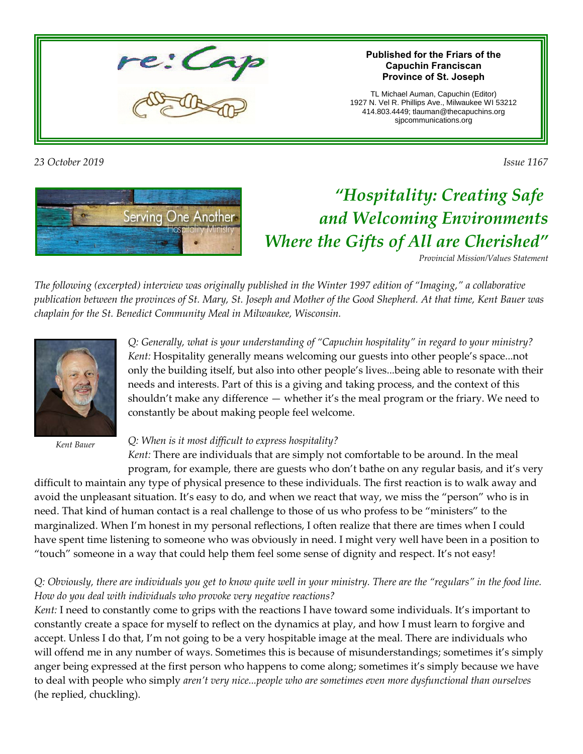# re:Cap

**Published for the Friars of the Capuchin Franciscan Province of St. Joseph**

TL Michael Auman, Capuchin (Editor)
1927 N. Vel R. Phillips Ave., Milwaukee WI 53212
414.803.4449; tlauman@thecapuchins.org
sjpcommunications.org

*23 October 2019* *Issue 1167*

Serving One Another
Hospitality Ministry

## *"Hospitality: Creating Safe and Welcoming Environments Where the Gifts of All are Cherished"*

*Provincial Mission/Values Statement*

*The following (excerpted) interview was originally published in the Winter 1997 edition of "Imaging," a collaborative publication between the provinces of St. Mary, St. Joseph and Mother of the Good Shepherd. At that time, Kent Bauer was chaplain for the St. Benedict Community Meal in Milwaukee, Wisconsin.*

*Kent Bauer*

*Q: Generally, what is your understanding of "Capuchin hospitality" in regard to your ministry?*
*Kent:* Hospitality generally means welcoming our guests into other people's space...not only the building itself, but also into other people's lives...being able to resonate with their needs and interests. Part of this is a giving and taking process, and the context of this shouldn't make any difference — whether it's the meal program or the friary. We need to constantly be about making people feel welcome.

*Q: When is it most difficult to express hospitality?*
*Kent:* There are individuals that are simply not comfortable to be around. In the meal program, for example, there are guests who don't bathe on any regular basis, and it's very difficult to maintain any type of physical presence to these individuals. The first reaction is to walk away and avoid the unpleasant situation. It's easy to do, and when we react that way, we miss the "person" who is in need. That kind of human contact is a real challenge to those of us who profess to be "ministers" to the marginalized. When I'm honest in my personal reflections, I often realize that there are times when I could have spent time listening to someone who was obviously in need. I might very well have been in a position to "touch" someone in a way that could help them feel some sense of dignity and respect. It's not easy!

*Q: Obviously, there are individuals you get to know quite well in your ministry. There are the "regulars" in the food line. How do you deal with individuals who provoke very negative reactions?*
*Kent:* I need to constantly come to grips with the reactions I have toward some individuals. It's important to constantly create a space for myself to reflect on the dynamics at play, and how I must learn to forgive and accept. Unless I do that, I'm not going to be a very hospitable image at the meal. There are individuals who will offend me in any number of ways. Sometimes this is because of misunderstandings; sometimes it's simply anger being expressed at the first person who happens to come along; sometimes it's simply because we have to deal with people who simply *aren't very nice...people who are sometimes even more dysfunctional than ourselves* (he replied, chuckling).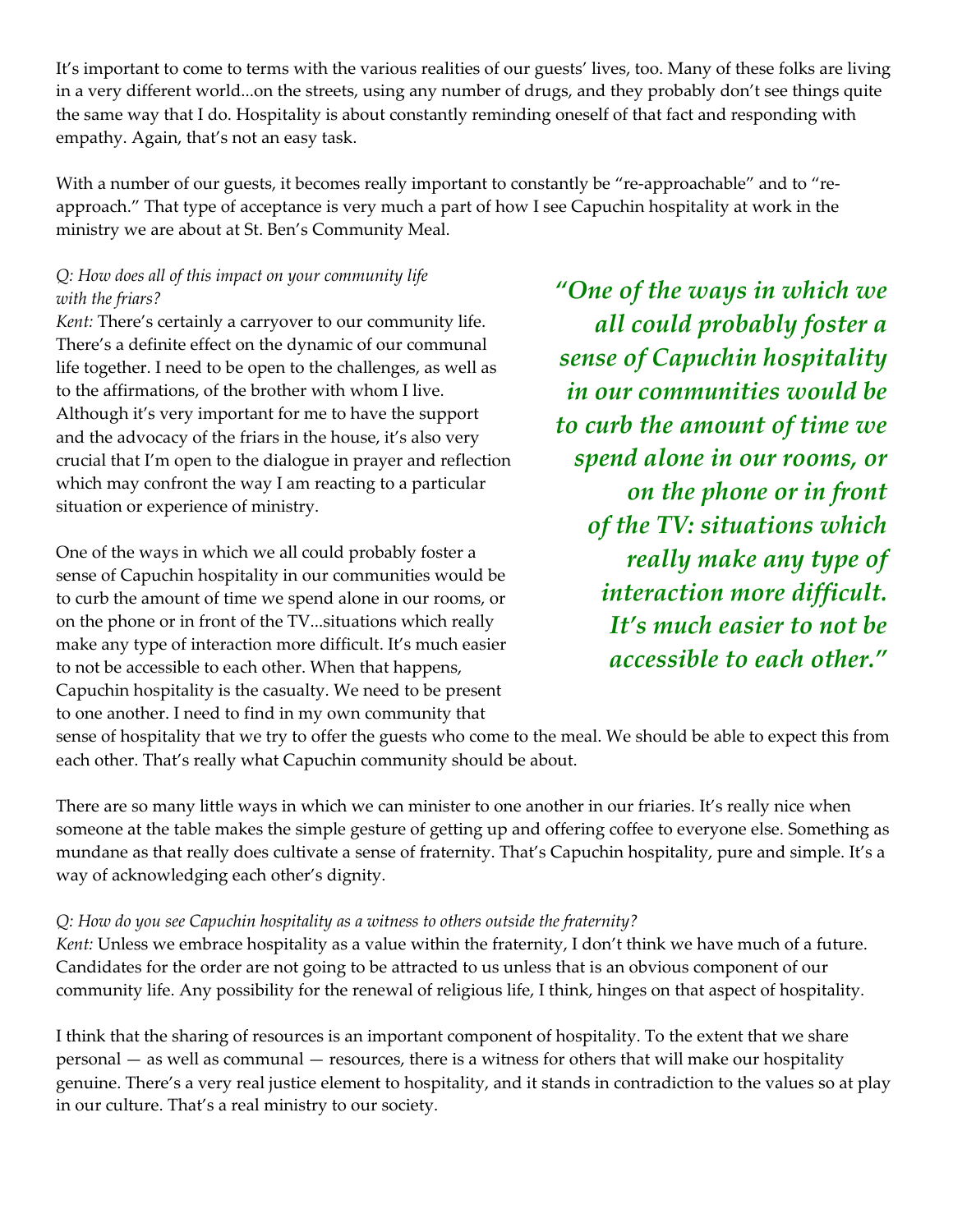It's important to come to terms with the various realities of our guests' lives, too. Many of these folks are living in a very different world...on the streets, using any number of drugs, and they probably don't see things quite the same way that I do. Hospitality is about constantly reminding oneself of that fact and responding with empathy. Again, that's not an easy task.

With a number of our guests, it becomes really important to constantly be "re-approachable" and to "re-approach." That type of acceptance is very much a part of how I see Capuchin hospitality at work in the ministry we are about at St. Ben's Community Meal.

*Q: How does all of this impact on your community life with the friars?*

*Kent:* There's certainly a carryover to our community life. There's a definite effect on the dynamic of our communal life together. I need to be open to the challenges, as well as to the affirmations, of the brother with whom I live. Although it's very important for me to have the support and the advocacy of the friars in the house, it's also very crucial that I'm open to the dialogue in prayer and reflection which may confront the way I am reacting to a particular situation or experience of ministry.

> ***"One of the ways in which we all could probably foster a sense of Capuchin hospitality in our communities would be to curb the amount of time we spend alone in our rooms, or on the phone or in front of the TV: situations which really make any type of interaction more difficult. It's much easier to not be accessible to each other."***

One of the ways in which we all could probably foster a sense of Capuchin hospitality in our communities would be to curb the amount of time we spend alone in our rooms, or on the phone or in front of the TV...situations which really make any type of interaction more difficult. It's much easier to not be accessible to each other. When that happens, Capuchin hospitality is the casualty. We need to be present to one another. I need to find in my own community that sense of hospitality that we try to offer the guests who come to the meal. We should be able to expect this from each other. That's really what Capuchin community should be about.

There are so many little ways in which we can minister to one another in our friaries. It's really nice when someone at the table makes the simple gesture of getting up and offering coffee to everyone else. Something as mundane as that really does cultivate a sense of fraternity. That's Capuchin hospitality, pure and simple. It's a way of acknowledging each other's dignity.

*Q: How do you see Capuchin hospitality as a witness to others outside the fraternity?*

*Kent:* Unless we embrace hospitality as a value within the fraternity, I don't think we have much of a future. Candidates for the order are not going to be attracted to us unless that is an obvious component of our community life. Any possibility for the renewal of religious life, I think, hinges on that aspect of hospitality.

I think that the sharing of resources is an important component of hospitality. To the extent that we share personal — as well as communal — resources, there is a witness for others that will make our hospitality genuine. There's a very real justice element to hospitality, and it stands in contradiction to the values so at play in our culture. That's a real ministry to our society.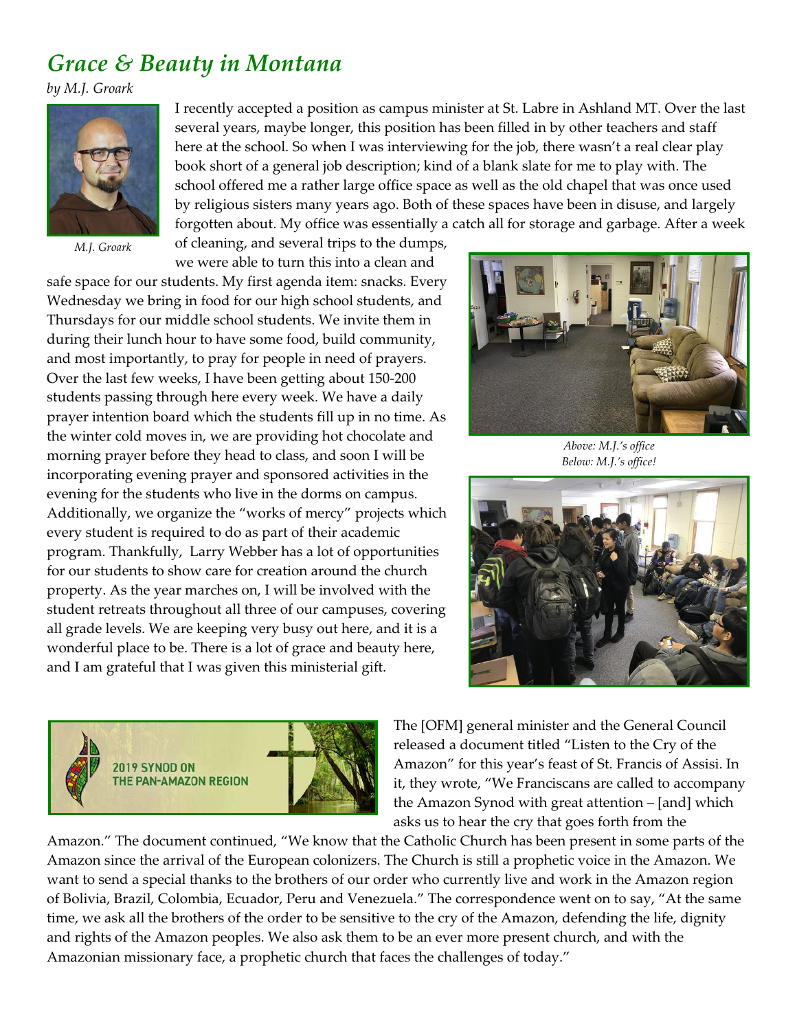## *Grace & Beauty in Montana*

*by M.J. Groark*

*M.J. Groark*

I recently accepted a position as campus minister at St. Labre in Ashland MT. Over the last several years, maybe longer, this position has been filled in by other teachers and staff here at the school. So when I was interviewing for the job, there wasn't a real clear play book short of a general job description; kind of a blank slate for me to play with. The school offered me a rather large office space as well as the old chapel that was once used by religious sisters many years ago. Both of these spaces have been in disuse, and largely forgotten about. My office was essentially a catch all for storage and garbage. After a week of cleaning, and several trips to the dumps, we were able to turn this into a clean and safe space for our students. My first agenda item: snacks. Every Wednesday we bring in food for our high school students, and Thursdays for our middle school students. We invite them in during their lunch hour to have some food, build community, and most importantly, to pray for people in need of prayers. Over the last few weeks, I have been getting about 150-200 students passing through here every week. We have a daily prayer intention board which the students fill up in no time. As the winter cold moves in, we are providing hot chocolate and morning prayer before they head to class, and soon I will be incorporating evening prayer and sponsored activities in the evening for the students who live in the dorms on campus. Additionally, we organize the "works of mercy" projects which every student is required to do as part of their academic program. Thankfully, Larry Webber has a lot of opportunities for our students to show care for creation around the church property. As the year marches on, I will be involved with the student retreats throughout all three of our campuses, covering all grade levels. We are keeping very busy out here, and it is a wonderful place to be. There is a lot of grace and beauty here, and I am grateful that I was given this ministerial gift.

*Above: M.J.'s office*
*Below: M.J.'s office!*

2019 SYNOD ON THE PAN-AMAZON REGION

The [OFM] general minister and the General Council released a document titled "Listen to the Cry of the Amazon" for this year's feast of St. Francis of Assisi. In it, they wrote, "We Franciscans are called to accompany the Amazon Synod with great attention – [and] which asks us to hear the cry that goes forth from the Amazon." The document continued, "We know that the Catholic Church has been present in some parts of the Amazon since the arrival of the European colonizers. The Church is still a prophetic voice in the Amazon. We want to send a special thanks to the brothers of our order who currently live and work in the Amazon region of Bolivia, Brazil, Colombia, Ecuador, Peru and Venezuela." The correspondence went on to say, "At the same time, we ask all the brothers of the order to be sensitive to the cry of the Amazon, defending the life, dignity and rights of the Amazon peoples. We also ask them to be an ever more present church, and with the Amazonian missionary face, a prophetic church that faces the challenges of today."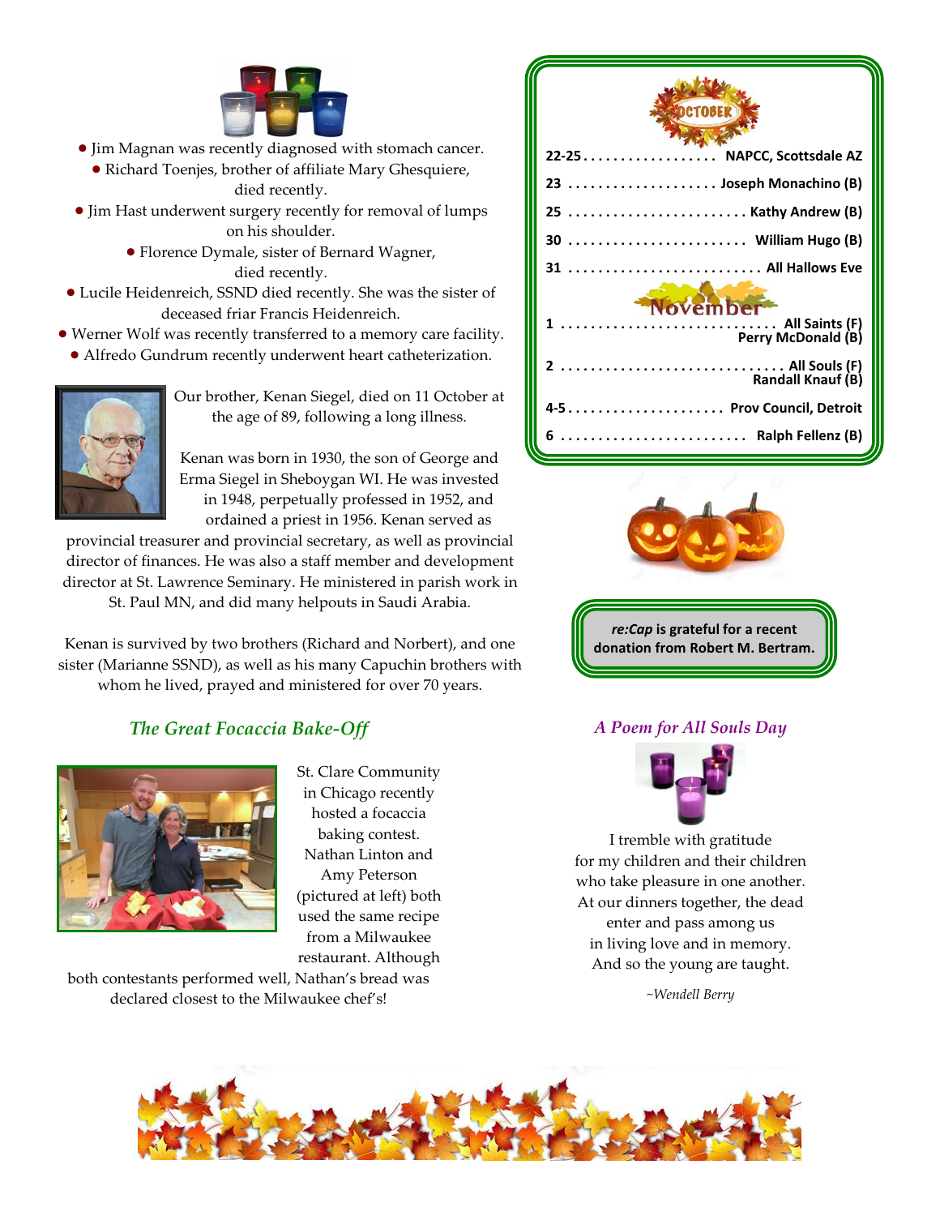- Jim Magnan was recently diagnosed with stomach cancer.
- Richard Toenjes, brother of affiliate Mary Ghesquiere, died recently.
- Jim Hast underwent surgery recently for removal of lumps on his shoulder.
- Florence Dymale, sister of Bernard Wagner, died recently.
- Lucile Heidenreich, SSND died recently. She was the sister of deceased friar Francis Heidenreich.
- Werner Wolf was recently transferred to a memory care facility.
- Alfredo Gundrum recently underwent heart catheterization.

Our brother, Kenan Siegel, died on 11 October at the age of 89, following a long illness.

Kenan was born in 1930, the son of George and Erma Siegel in Sheboygan WI. He was invested in 1948, perpetually professed in 1952, and ordained a priest in 1956. Kenan served as provincial treasurer and provincial secretary, as well as provincial director of finances. He was also a staff member and development director at St. Lawrence Seminary. He ministered in parish work in St. Paul MN, and did many helpouts in Saudi Arabia.

Kenan is survived by two brothers (Richard and Norbert), and one sister (Marianne SSND), as well as his many Capuchin brothers with whom he lived, prayed and ministered for over 70 years.

## *The Great Focaccia Bake-Off*

St. Clare Community in Chicago recently hosted a focaccia baking contest. Nathan Linton and Amy Peterson (pictured at left) both used the same recipe from a Milwaukee restaurant. Although both contestants performed well, Nathan's bread was declared closest to the Milwaukee chef's!

**October**

**22-25** .................. **NAPCC, Scottsdale AZ**

**23** .................... **Joseph Monachino (B)**

**25** ........................ **Kathy Andrew (B)**

**30** ........................ **William Hugo (B)**

**31** .......................... **All Hallows Eve**

**November**

**1** ............................. **All Saints (F)**
**Perry McDonald (B)**

**2** .............................. **All Souls (F)**
**Randall Knauf (B)**

**4-5** ..................... **Prov Council, Detroit**

**6** ......................... **Ralph Fellenz (B)**

***re:Cap*** **is grateful for a recent donation from Robert M. Bertram.**

## *A Poem for All Souls Day*

I tremble with gratitude
for my children and their children
who take pleasure in one another.
At our dinners together, the dead
enter and pass among us
in living love and in memory.
And so the young are taught.

*~Wendell Berry*